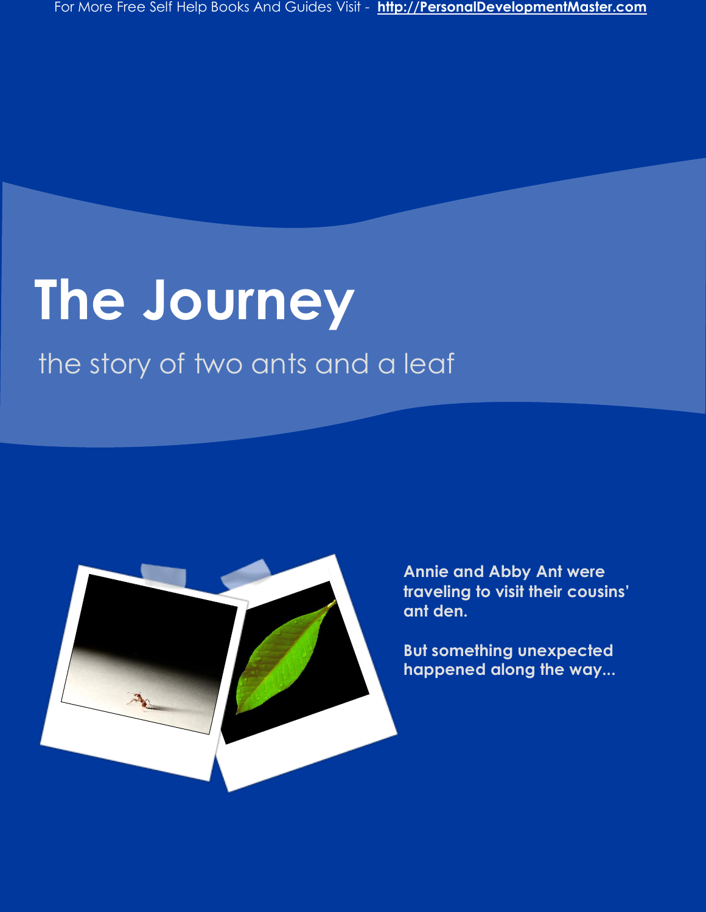# The Journey

the story of two ants and a leaf

**Annie and Abby Ant were traveling to visit their cousins' ant den.**

**But something unexpected happened along the way...**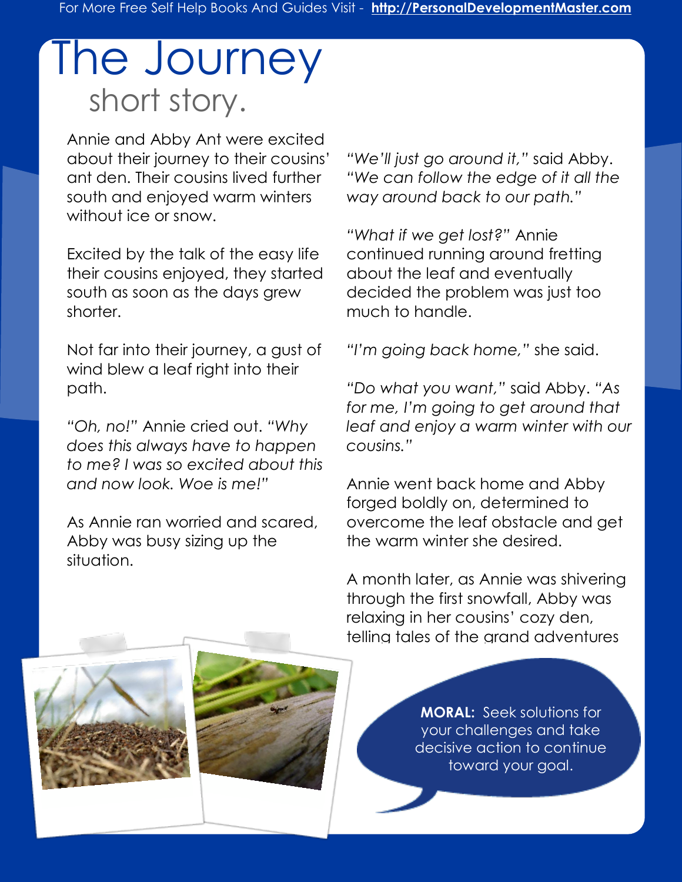# The Journey

## short story.

Annie and Abby Ant were excited about their journey to their cousins' ant den. Their cousins lived further south and enjoyed warm winters without ice or snow.

Excited by the talk of the easy life their cousins enjoyed, they started south as soon as the days grew shorter.

Not far into their journey, a gust of wind blew a leaf right into their path.

*"Oh, no!"* Annie cried out. *"Why does this always have to happen to me? I was so excited about this and now look. Woe is me!"*

As Annie ran worried and scared, Abby was busy sizing up the situation.

*"We'll just go around it,"* said Abby. *"We can follow the edge of it all the way around back to our path."*

*"What if we get lost?"* Annie continued running around fretting about the leaf and eventually decided the problem was just too much to handle.

*"I'm going back home,"* she said.

*"Do what you want,"* said Abby. *"As for me, I'm going to get around that leaf and enjoy a warm winter with our cousins."*

Annie went back home and Abby forged boldly on, determined to overcome the leaf obstacle and get the warm winter she desired.

A month later, as Annie was shivering through the first snowfall, Abby was relaxing in her cousins' cozy den, telling tales of the grand adventures

**MORAL:** Seek solutions for your challenges and take decisive action to continue toward your goal.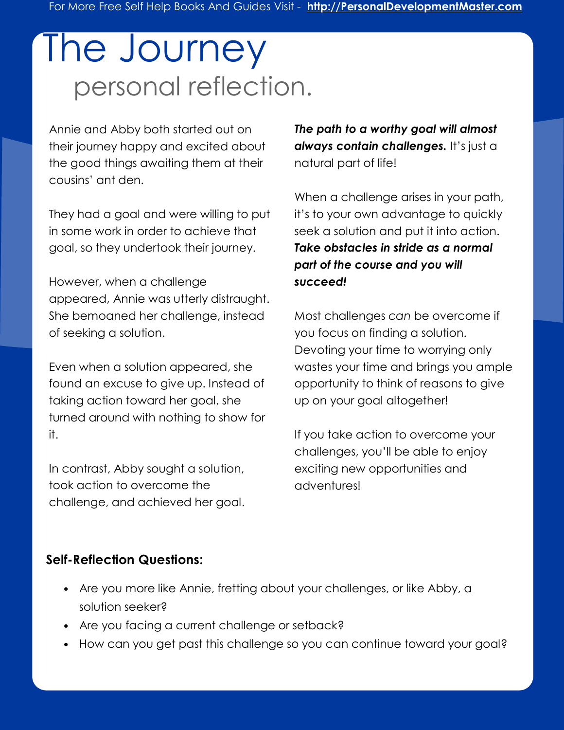# The Journey

## personal reflection.

Annie and Abby both started out on their journey happy and excited about the good things awaiting them at their cousins' ant den.

They had a goal and were willing to put in some work in order to achieve that goal, so they undertook their journey.

However, when a challenge appeared, Annie was utterly distraught. She bemoaned her challenge, instead of seeking a solution.

Even when a solution appeared, she found an excuse to give up. Instead of taking action toward her goal, she turned around with nothing to show for it.

In contrast, Abby sought a solution, took action to overcome the challenge, and achieved her goal.

***The path to a worthy goal will almost always contain challenges.*** It's just a natural part of life!

When a challenge arises in your path, it's to your own advantage to quickly seek a solution and put it into action. ***Take obstacles in stride as a normal part of the course and you will succeed!***

Most challenges *can* be overcome if you focus on finding a solution. Devoting your time to worrying only wastes your time and brings you ample opportunity to think of reasons to give up on your goal altogether!

If you take action to overcome your challenges, you'll be able to enjoy exciting new opportunities and adventures!

**Self-Reflection Questions:**

- Are you more like Annie, fretting about your challenges, or like Abby, a solution seeker?
- Are you facing a current challenge or setback?
- How can you get past this challenge so you can continue toward your goal?